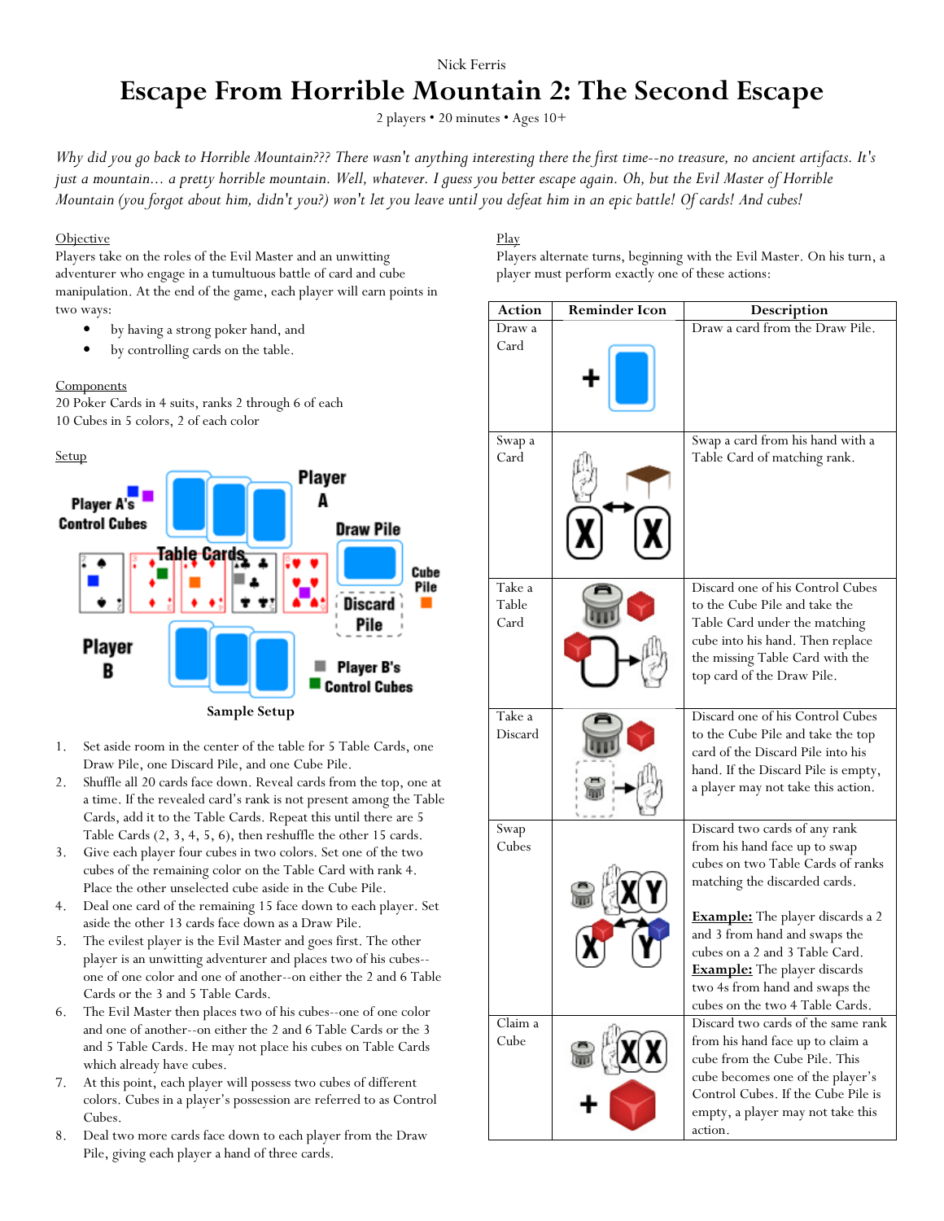Nick Ferris

# Escape From Horrible Mountain 2: The Second Escape

2 players • 20 minutes • Ages 10+

*Why did you go back to Horrible Mountain??? There wasn't anything interesting there the first time--no treasure, no ancient artifacts. It's just a mountain... a pretty horrible mountain. Well, whatever. I guess you better escape again. Oh, but the Evil Master of Horrible Mountain (you forgot about him, didn't you?) won't let you leave until you defeat him in an epic battle! Of cards! And cubes!*

## Objective

Players take on the roles of the Evil Master and an unwitting adventurer who engage in a tumultuous battle of card and cube manipulation. At the end of the game, each player will earn points in two ways:

- by having a strong poker hand, and
- by controlling cards on the table.

## Components

20 Poker Cards in 4 suits, ranks 2 through 6 of each
10 Cubes in 5 colors, 2 of each color

## Setup

Sample Setup

1. Set aside room in the center of the table for 5 Table Cards, one Draw Pile, one Discard Pile, and one Cube Pile.
2. Shuffle all 20 cards face down. Reveal cards from the top, one at a time. If the revealed card's rank is not present among the Table Cards, add it to the Table Cards. Repeat this until there are 5 Table Cards (2, 3, 4, 5, 6), then reshuffle the other 15 cards.
3. Give each player four cubes in two colors. Set one of the two cubes of the remaining color on the Table Card with rank 4. Place the other unselected cube aside in the Cube Pile.
4. Deal one card of the remaining 15 face down to each player. Set aside the other 13 cards face down as a Draw Pile.
5. The evilest player is the Evil Master and goes first. The other player is an unwitting adventurer and places two of his cubes--one of one color and one of another--on either the 2 and 6 Table Cards or the 3 and 5 Table Cards.
6. The Evil Master then places two of his cubes--one of one color and one of another--on either the 2 and 6 Table Cards or the 3 and 5 Table Cards. He may not place his cubes on Table Cards which already have cubes.
7. At this point, each player will possess two cubes of different colors. Cubes in a player's possession are referred to as Control Cubes.
8. Deal two more cards face down to each player from the Draw Pile, giving each player a hand of three cards.

## Play

Players alternate turns, beginning with the Evil Master. On his turn, a player must perform exactly one of these actions:

| Action | Reminder Icon | Description |
|---|---|---|
| Draw a Card | | Draw a card from the Draw Pile. |
| Swap a Card | | Swap a card from his hand with a Table Card of matching rank. |
| Take a Table Card | | Discard one of his Control Cubes to the Cube Pile and take the Table Card under the matching cube into his hand. Then replace the missing Table Card with the top card of the Draw Pile. |
| Take a Discard | | Discard one of his Control Cubes to the Cube Pile and take the top card of the Discard Pile into his hand. If the Discard Pile is empty, a player may not take this action. |
| Swap Cubes | | Discard two cards of any rank from his hand face up to swap cubes on two Table Cards of ranks matching the discarded cards.<br><br>**Example:** The player discards a 2 and 3 from hand and swaps the cubes on a 2 and 3 Table Card. **Example:** The player discards two 4s from hand and swaps the cubes on the two 4 Table Cards. |
| Claim a Cube | | Discard two cards of the same rank from his hand face up to claim a cube from the Cube Pile. This cube becomes one of the player's Control Cubes. If the Cube Pile is empty, a player may not take this action. |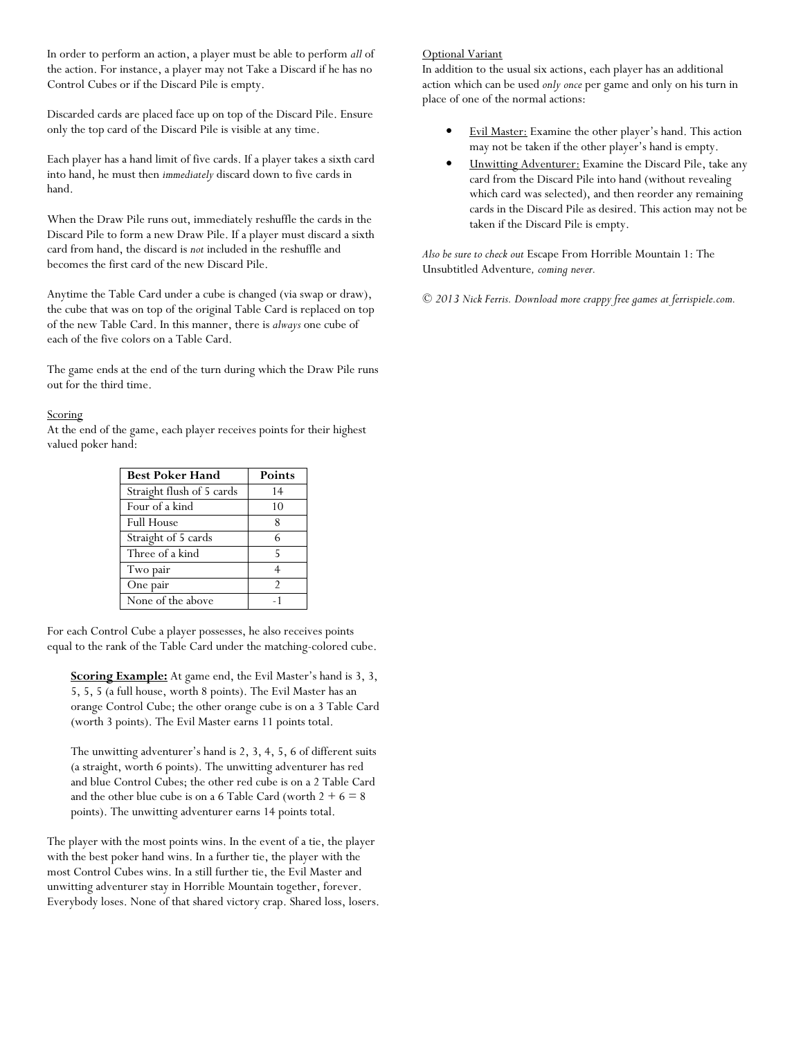In order to perform an action, a player must be able to perform *all* of the action. For instance, a player may not Take a Discard if he has no Control Cubes or if the Discard Pile is empty.

Discarded cards are placed face up on top of the Discard Pile. Ensure only the top card of the Discard Pile is visible at any time.

Each player has a hand limit of five cards. If a player takes a sixth card into hand, he must then *immediately* discard down to five cards in hand.

When the Draw Pile runs out, immediately reshuffle the cards in the Discard Pile to form a new Draw Pile. If a player must discard a sixth card from hand, the discard is *not* included in the reshuffle and becomes the first card of the new Discard Pile.

Anytime the Table Card under a cube is changed (via swap or draw), the cube that was on top of the original Table Card is replaced on top of the new Table Card. In this manner, there is *always* one cube of each of the five colors on a Table Card.

The game ends at the end of the turn during which the Draw Pile runs out for the third time.

## Scoring

At the end of the game, each player receives points for their highest valued poker hand:

| **Best Poker Hand** | **Points** |
|---|---|
| Straight flush of 5 cards | 14 |
| Four of a kind | 10 |
| Full House | 8 |
| Straight of 5 cards | 6 |
| Three of a kind | 5 |
| Two pair | 4 |
| One pair | 2 |
| None of the above | -1 |

For each Control Cube a player possesses, he also receives points equal to the rank of the Table Card under the matching-colored cube.

> **Scoring Example:** At game end, the Evil Master's hand is 3, 3, 5, 5, 5 (a full house, worth 8 points). The Evil Master has an orange Control Cube; the other orange cube is on a 3 Table Card (worth 3 points). The Evil Master earns 11 points total.
>
> The unwitting adventurer's hand is 2, 3, 4, 5, 6 of different suits (a straight, worth 6 points). The unwitting adventurer has red and blue Control Cubes; the other red cube is on a 2 Table Card and the other blue cube is on a 6 Table Card (worth 2 + 6 = 8 points). The unwitting adventurer earns 14 points total.

The player with the most points wins. In the event of a tie, the player with the best poker hand wins. In a further tie, the player with the most Control Cubes wins. In a still further tie, the Evil Master and unwitting adventurer stay in Horrible Mountain together, forever. Everybody loses. None of that shared victory crap. Shared loss, losers.

## Optional Variant

In addition to the usual six actions, each player has an additional action which can be used *only once* per game and only on his turn in place of one of the normal actions:

- Evil Master: Examine the other player's hand. This action may not be taken if the other player's hand is empty.
- Unwitting Adventurer: Examine the Discard Pile, take any card from the Discard Pile into hand (without revealing which card was selected), and then reorder any remaining cards in the Discard Pile as desired. This action may not be taken if the Discard Pile is empty.

*Also be sure to check out* Escape From Horrible Mountain 1: The Unsubtitled Adventure*, coming never.*

*© 2013 Nick Ferris. Download more crappy free games at ferrispiele.com.*